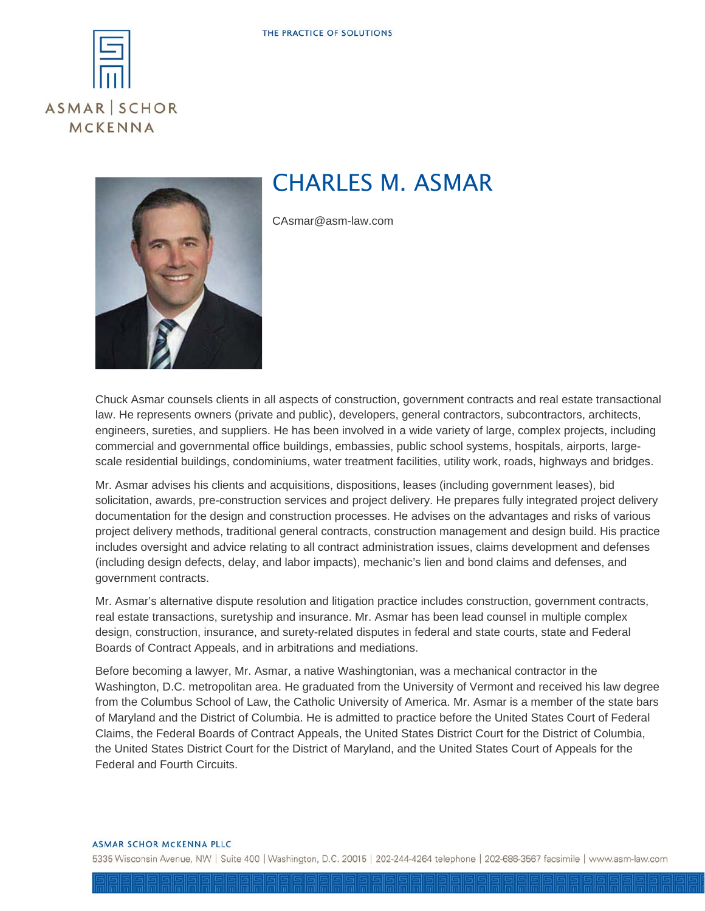THE PRACTICE OF SOLUTIONS

ASMAR | SCHOR
MCKENNA

# CHARLES M. ASMAR

CAsmar@asm-law.com

Chuck Asmar counsels clients in all aspects of construction, government contracts and real estate transactional law. He represents owners (private and public), developers, general contractors, subcontractors, architects, engineers, sureties, and suppliers. He has been involved in a wide variety of large, complex projects, including commercial and governmental office buildings, embassies, public school systems, hospitals, airports, large-scale residential buildings, condominiums, water treatment facilities, utility work, roads, highways and bridges.

Mr. Asmar advises his clients and acquisitions, dispositions, leases (including government leases), bid solicitation, awards, pre-construction services and project delivery. He prepares fully integrated project delivery documentation for the design and construction processes. He advises on the advantages and risks of various project delivery methods, traditional general contracts, construction management and design build. His practice includes oversight and advice relating to all contract administration issues, claims development and defenses (including design defects, delay, and labor impacts), mechanic's lien and bond claims and defenses, and government contracts.

Mr. Asmar's alternative dispute resolution and litigation practice includes construction, government contracts, real estate transactions, suretyship and insurance. Mr. Asmar has been lead counsel in multiple complex design, construction, insurance, and surety-related disputes in federal and state courts, state and Federal Boards of Contract Appeals, and in arbitrations and mediations.

Before becoming a lawyer, Mr. Asmar, a native Washingtonian, was a mechanical contractor in the Washington, D.C. metropolitan area. He graduated from the University of Vermont and received his law degree from the Columbus School of Law, the Catholic University of America. Mr. Asmar is a member of the state bars of Maryland and the District of Columbia. He is admitted to practice before the United States Court of Federal Claims, the Federal Boards of Contract Appeals, the United States District Court for the District of Columbia, the United States District Court for the District of Maryland, and the United States Court of Appeals for the Federal and Fourth Circuits.

ASMAR SCHOR MCKENNA PLLC
5335 Wisconsin Avenue, NW | Suite 400 | Washington, D.C. 20015 | 202-244-4264 telephone | 202-686-3567 facsimile | www.asm-law.com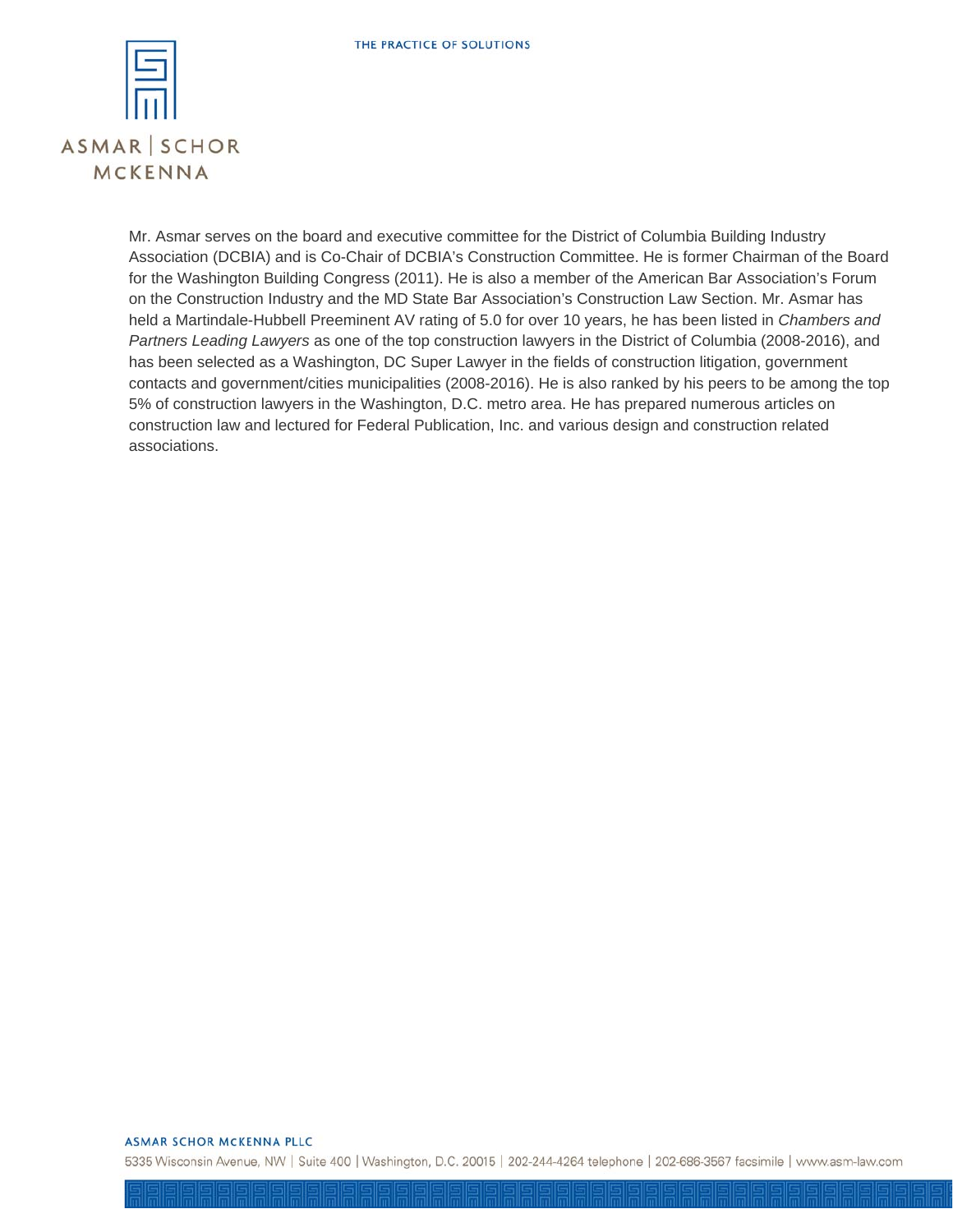Mr. Asmar serves on the board and executive committee for the District of Columbia Building Industry Association (DCBIA) and is Co-Chair of DCBIA's Construction Committee. He is former Chairman of the Board for the Washington Building Congress (2011). He is also a member of the American Bar Association's Forum on the Construction Industry and the MD State Bar Association's Construction Law Section. Mr. Asmar has held a Martindale-Hubbell Preeminent AV rating of 5.0 for over 10 years, he has been listed in *Chambers and Partners Leading Lawyers* as one of the top construction lawyers in the District of Columbia (2008-2016), and has been selected as a Washington, DC Super Lawyer in the fields of construction litigation, government contacts and government/cities municipalities (2008-2016). He is also ranked by his peers to be among the top 5% of construction lawyers in the Washington, D.C. metro area. He has prepared numerous articles on construction law and lectured for Federal Publication, Inc. and various design and construction related associations.